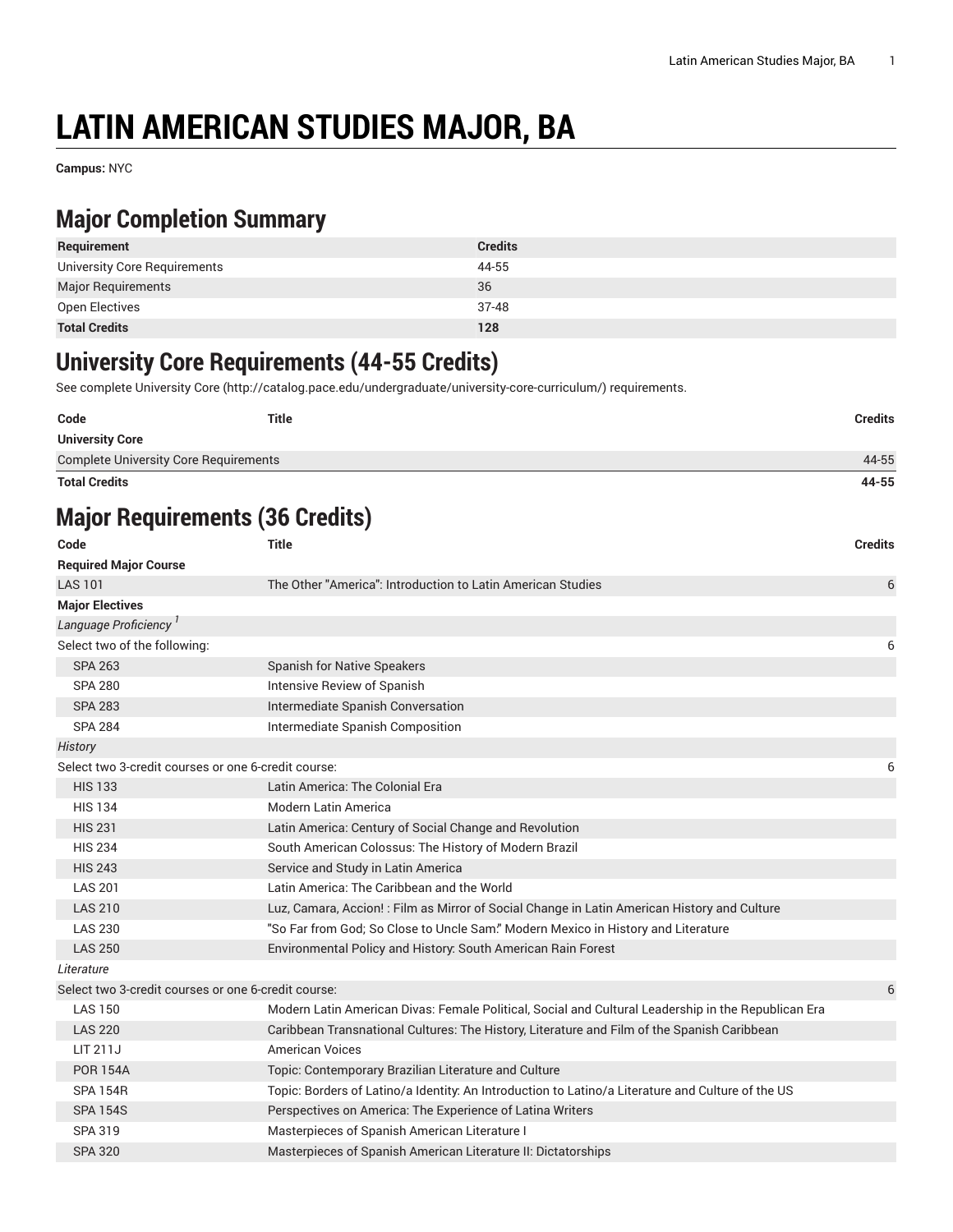# LATIN AMERICAN STUDIES MAJOR, BA

**Campus:** NYC

## Major Completion Summary

| Requirement | Credits |
|---|---|
| University Core Requirements | 44-55 |
| Major Requirements | 36 |
| Open Electives | 37-48 |
| **Total Credits** | **128** |

## University Core Requirements (44-55 Credits)

See complete University Core (http://catalog.pace.edu/undergraduate/university-core-curriculum/) requirements.

| Code | Title | Credits |
|---|---|---|
| **University Core** | | |
| Complete University Core Requirements | | 44-55 |
| **Total Credits** | | **44-55** |

## Major Requirements (36 Credits)

| Code | Title | Credits |
|---|---|---|
| **Required Major Course** | | |
| LAS 101 | The Other "America": Introduction to Latin American Studies | 6 |
| **Major Electives** | | |
| *Language Proficiency* [1] | | |
| Select two of the following: | | 6 |
| SPA 263 | Spanish for Native Speakers | |
| SPA 280 | Intensive Review of Spanish | |
| SPA 283 | Intermediate Spanish Conversation | |
| SPA 284 | Intermediate Spanish Composition | |
| *History* | | |
| Select two 3-credit courses or one 6-credit course: | | 6 |
| HIS 133 | Latin America: The Colonial Era | |
| HIS 134 | Modern Latin America | |
| HIS 231 | Latin America: Century of Social Change and Revolution | |
| HIS 234 | South American Colossus: The History of Modern Brazil | |
| HIS 243 | Service and Study in Latin America | |
| LAS 201 | Latin America: The Caribbean and the World | |
| LAS 210 | Luz, Camara, Accion! : Film as Mirror of Social Change in Latin American History and Culture | |
| LAS 230 | "So Far from God; So Close to Uncle Sam." Modern Mexico in History and Literature | |
| LAS 250 | Environmental Policy and History: South American Rain Forest | |
| *Literature* | | |
| Select two 3-credit courses or one 6-credit course: | | 6 |
| LAS 150 | Modern Latin American Divas: Female Political, Social and Cultural Leadership in the Republican Era | |
| LAS 220 | Caribbean Transnational Cultures: The History, Literature and Film of the Spanish Caribbean | |
| LIT 211J | American Voices | |
| POR 154A | Topic: Contemporary Brazilian Literature and Culture | |
| SPA 154R | Topic: Borders of Latino/a Identity: An Introduction to Latino/a Literature and Culture of the US | |
| SPA 154S | Perspectives on America: The Experience of Latina Writers | |
| SPA 319 | Masterpieces of Spanish American Literature I | |
| SPA 320 | Masterpieces of Spanish American Literature II: Dictatorships | |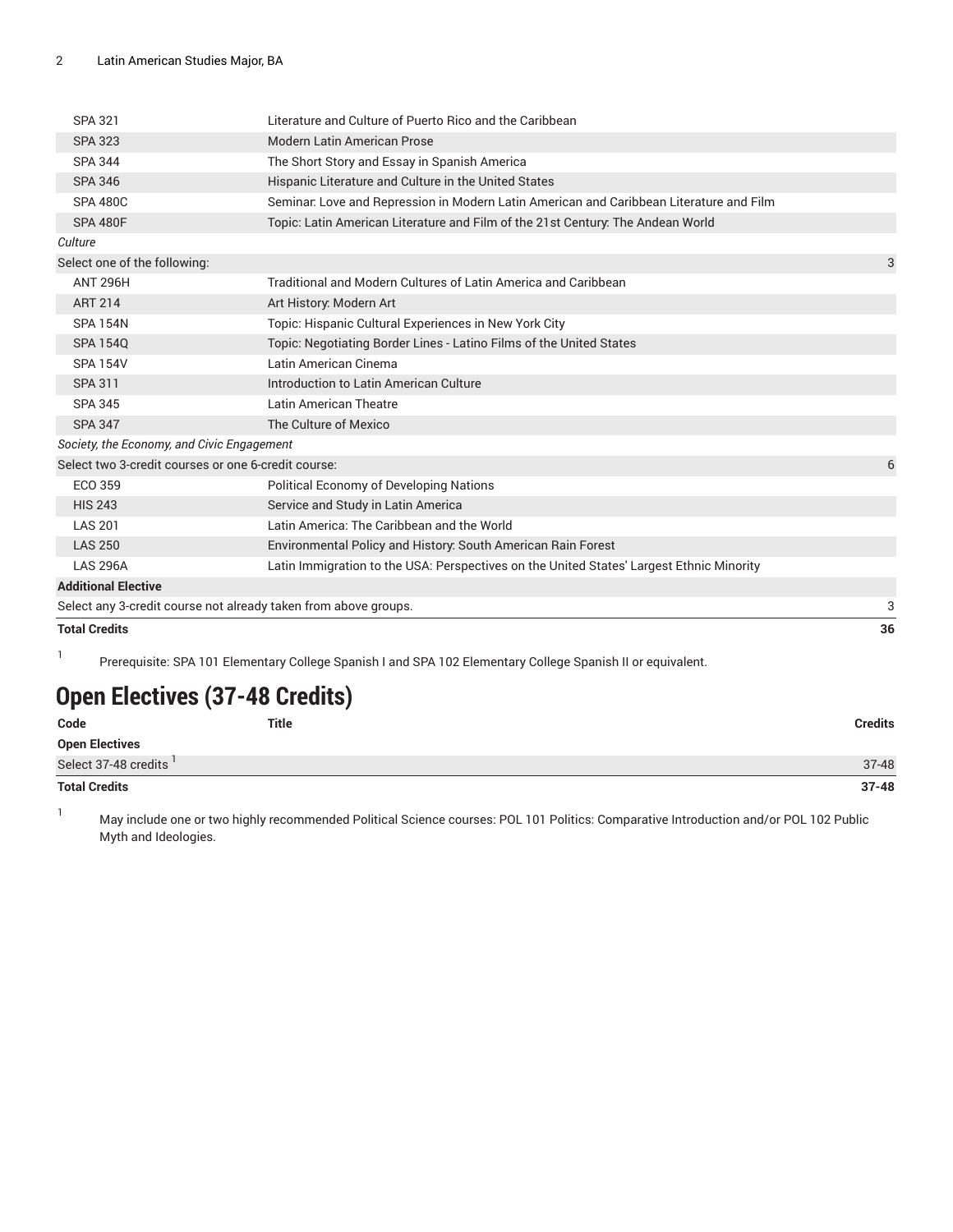| | | |
|---|---|---|
| SPA 321 | Literature and Culture of Puerto Rico and the Caribbean | |
| SPA 323 | Modern Latin American Prose | |
| SPA 344 | The Short Story and Essay in Spanish America | |
| SPA 346 | Hispanic Literature and Culture in the United States | |
| SPA 480C | Seminar: Love and Repression in Modern Latin American and Caribbean Literature and Film | |
| SPA 480F | Topic: Latin American Literature and Film of the 21st Century: The Andean World | |
| *Culture* | | |
| Select one of the following: | | 3 |
| ANT 296H | Traditional and Modern Cultures of Latin America and Caribbean | |
| ART 214 | Art History: Modern Art | |
| SPA 154N | Topic: Hispanic Cultural Experiences in New York City | |
| SPA 154Q | Topic: Negotiating Border Lines - Latino Films of the United States | |
| SPA 154V | Latin American Cinema | |
| SPA 311 | Introduction to Latin American Culture | |
| SPA 345 | Latin American Theatre | |
| SPA 347 | The Culture of Mexico | |
| *Society, the Economy, and Civic Engagement* | | |
| Select two 3-credit courses or one 6-credit course: | | 6 |
| ECO 359 | Political Economy of Developing Nations | |
| HIS 243 | Service and Study in Latin America | |
| LAS 201 | Latin America: The Caribbean and the World | |
| LAS 250 | Environmental Policy and History: South American Rain Forest | |
| LAS 296A | Latin Immigration to the USA: Perspectives on the United States' Largest Ethnic Minority | |
| **Additional Elective** | | |
| Select any 3-credit course not already taken from above groups. | | 3 |
| **Total Credits** | | **36** |

1 Prerequisite: SPA 101 Elementary College Spanish I and SPA 102 Elementary College Spanish II or equivalent.

## Open Electives (37-48 Credits)

| Code | Title | Credits |
|---|---|---|
| **Open Electives** | | |
| Select 37-48 credits [1] | | 37-48 |
| **Total Credits** | | **37-48** |

1 May include one or two highly recommended Political Science courses: POL 101 Politics: Comparative Introduction and/or POL 102 Public Myth and Ideologies.